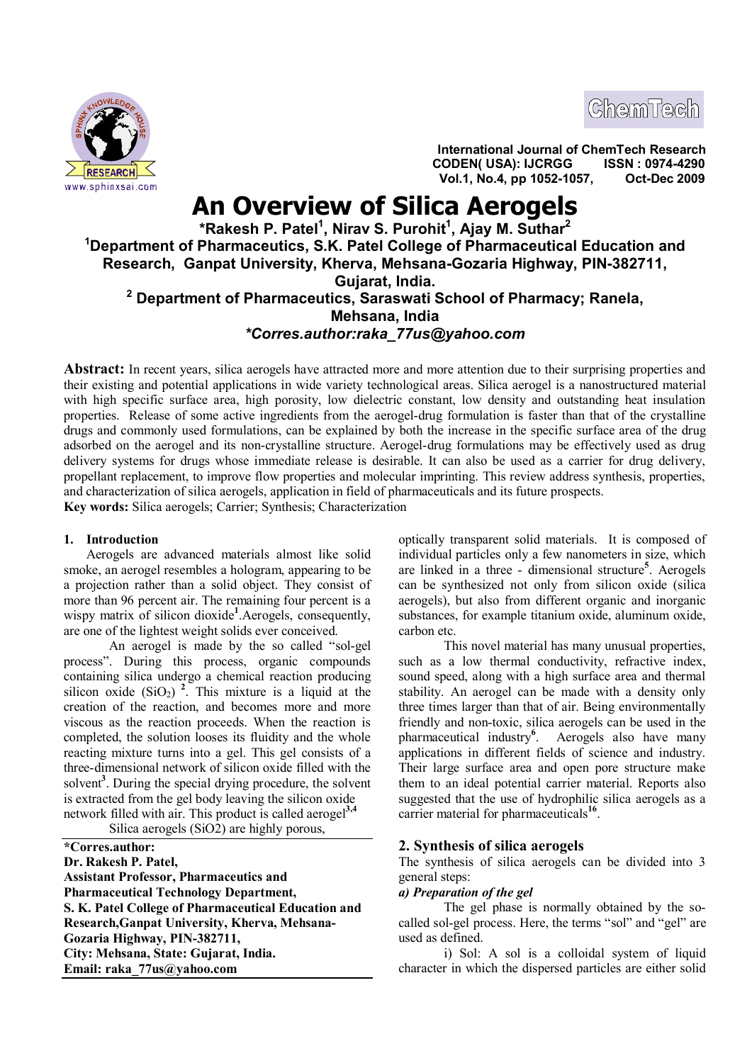International Journal of ChemTech Research
CODEN( USA): IJCRGG ISSN : 0974-4290
Vol.1, No.4, pp 1052-1057, Oct-Dec 2009

# An Overview of Silica Aerogels

**\*Rakesh P. Patel[1], Nirav S. Purohit[1], Ajay M. Suthar[2]**

**[1]Department of Pharmaceutics, S.K. Patel College of Pharmaceutical Education and Research, Ganpat University, Kherva, Mehsana-Gozaria Highway, PIN-382711, Gujarat, India.**

**[2] Department of Pharmaceutics, Saraswati School of Pharmacy; Ranela, Mehsana, India**

***\*Corres.author:raka_77us@yahoo.com***

**Abstract:** In recent years, silica aerogels have attracted more and more attention due to their surprising properties and their existing and potential applications in wide variety technological areas. Silica aerogel is a nanostructured material with high specific surface area, high porosity, low dielectric constant, low density and outstanding heat insulation properties. Release of some active ingredients from the aerogel-drug formulation is faster than that of the crystalline drugs and commonly used formulations, can be explained by both the increase in the specific surface area of the drug adsorbed on the aerogel and its non-crystalline structure. Aerogel-drug formulations may be effectively used as drug delivery systems for drugs whose immediate release is desirable. It can also be used as a carrier for drug delivery, propellant replacement, to improve flow properties and molecular imprinting. This review address synthesis, properties, and characterization of silica aerogels, application in field of pharmaceuticals and its future prospects.

**Key words:** Silica aerogels; Carrier; Synthesis; Characterization

## 1. Introduction

Aerogels are advanced materials almost like solid smoke, an aerogel resembles a hologram, appearing to be a projection rather than a solid object. They consist of more than 96 percent air. The remaining four percent is a wispy matrix of silicon dioxide[1].Aerogels, consequently, are one of the lightest weight solids ever conceived.

An aerogel is made by the so called "sol-gel process". During this process, organic compounds containing silica undergo a chemical reaction producing silicon oxide ($SiO_2$) [2]. This mixture is a liquid at the creation of the reaction, and becomes more and more viscous as the reaction proceeds. When the reaction is completed, the solution looses its fluidity and the whole reacting mixture turns into a gel. This gel consists of a three-dimensional network of silicon oxide filled with the solvent[3]. During the special drying procedure, the solvent is extracted from the gel body leaving the silicon oxide network filled with air. This product is called aerogel[3,4]

Silica aerogels (SiO2) are highly porous, optically transparent solid materials. It is composed of individual particles only a few nanometers in size, which are linked in a three - dimensional structure[5]. Aerogels can be synthesized not only from silicon oxide (silica aerogels), but also from different organic and inorganic substances, for example titanium oxide, aluminum oxide, carbon etc.

This novel material has many unusual properties, such as a low thermal conductivity, refractive index, sound speed, along with a high surface area and thermal stability. An aerogel can be made with a density only three times larger than that of air. Being environmentally friendly and non-toxic, silica aerogels can be used in the pharmaceutical industry[6]. Aerogels also have many applications in different fields of science and industry. Their large surface area and open pore structure make them to an ideal potential carrier material. Reports also suggested that the use of hydrophilic silica aerogels as a carrier material for pharmaceuticals[16].

**\*Corres.author:**
**Dr. Rakesh P. Patel,**
**Assistant Professor, Pharmaceutics and Pharmaceutical Technology Department,**
**S. K. Patel College of Pharmaceutical Education and Research,Ganpat University, Kherva, Mehsana-Gozaria Highway, PIN-382711,**
**City: Mehsana, State: Gujarat, India.**
**Email: raka_77us@yahoo.com**

## 2. Synthesis of silica aerogels

The synthesis of silica aerogels can be divided into 3 general steps:

***a) Preparation of the gel***

The gel phase is normally obtained by the so-called sol-gel process. Here, the terms "sol" and "gel" are used as defined.

i) Sol: A sol is a colloidal system of liquid character in which the dispersed particles are either solid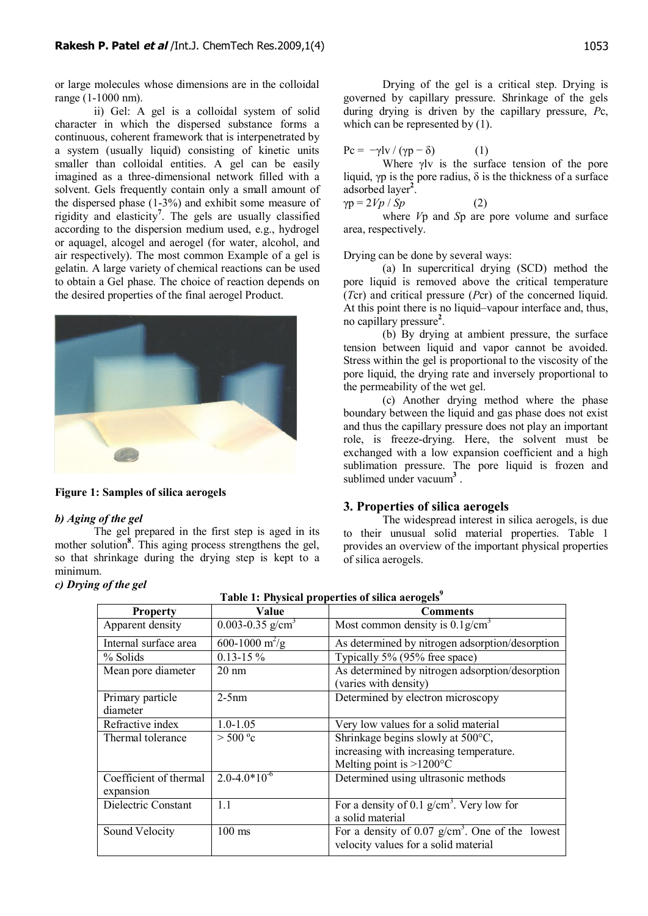or large molecules whose dimensions are in the colloidal range (1-1000 nm).

ii) Gel: A gel is a colloidal system of solid character in which the dispersed substance forms a continuous, coherent framework that is interpenetrated by a system (usually liquid) consisting of kinetic units smaller than colloidal entities. A gel can be easily imagined as a three-dimensional network filled with a solvent. Gels frequently contain only a small amount of the dispersed phase (1-3%) and exhibit some measure of rigidity and elasticity[7]. The gels are usually classified according to the dispersion medium used, e.g., hydrogel or aquagel, alcogel and aerogel (for water, alcohol, and air respectively). The most common Example of a gel is gelatin. A large variety of chemical reactions can be used to obtain a Gel phase. The choice of reaction depends on the desired properties of the final aerogel Product.

**Figure 1: Samples of silica aerogels**

***b) Aging of the gel***

The gel prepared in the first step is aged in its mother solution[8]. This aging process strengthens the gel, so that shrinkage during the drying step is kept to a minimum.

***c) Drying of the gel***

Drying of the gel is a critical step. Drying is governed by capillary pressure. Shrinkage of the gels during drying is driven by the capillary pressure, $P_c$, which can be represented by (1).

$$P_c = -\gamma_{lv} / (\gamma_p - \delta) \qquad (1)$$

Where $\gamma_{lv}$ is the surface tension of the pore liquid, $\gamma_p$ is the pore radius, $\delta$ is the thickness of a surface adsorbed layer[2].

$$\gamma_p = 2V_p / S_p \qquad (2)$$

where $V_p$ and $S_p$ are pore volume and surface area, respectively.

Drying can be done by several ways:

(a) In supercritical drying (SCD) method the pore liquid is removed above the critical temperature ($T_{cr}$) and critical pressure ($P_{cr}$) of the concerned liquid. At this point there is no liquid–vapour interface and, thus, no capillary pressure[2].

(b) By drying at ambient pressure, the surface tension between liquid and vapor cannot be avoided. Stress within the gel is proportional to the viscosity of the pore liquid, the drying rate and inversely proportional to the permeability of the wet gel.

(c) Another drying method where the phase boundary between the liquid and gas phase does not exist and thus the capillary pressure does not play an important role, is freeze-drying. Here, the solvent must be exchanged with a low expansion coefficient and a high sublimation pressure. The pore liquid is frozen and sublimed under vacuum[3] .

## 3. Properties of silica aerogels

The widespread interest in silica aerogels, is due to their unusual solid material properties. Table 1 provides an overview of the important physical properties of silica aerogels.

**Table 1: Physical properties of silica aerogels[9]**

| Property | Value | Comments |
|---|---|---|
| Apparent density | 0.003-0.35 $g/cm^3$ | Most common density is 0.1$g/cm^3$ |
| Internal surface area | 600-1000 $m^2/g$ | As determined by nitrogen adsorption/desorption |
| % Solids | 0.13-15 % | Typically 5% (95% free space) |
| Mean pore diameter | 20 nm | As determined by nitrogen adsorption/desorption (varies with density) |
| Primary particle diameter | 2-5nm | Determined by electron microscopy |
| Refractive index | 1.0-1.05 | Very low values for a solid material |
| Thermal tolerance | > 500 ºc | Shrinkage begins slowly at 500°C, increasing with increasing temperature. Melting point is >1200°C |
| Coefficient of thermal expansion | 2.0-4.0*$10^{-6}$ | Determined using ultrasonic methods |
| Dielectric Constant | 1.1 | For a density of 0.1 $g/cm^3$. Very low for a solid material |
| Sound Velocity | 100 ms | For a density of 0.07 $g/cm^3$. One of the lowest velocity values for a solid material |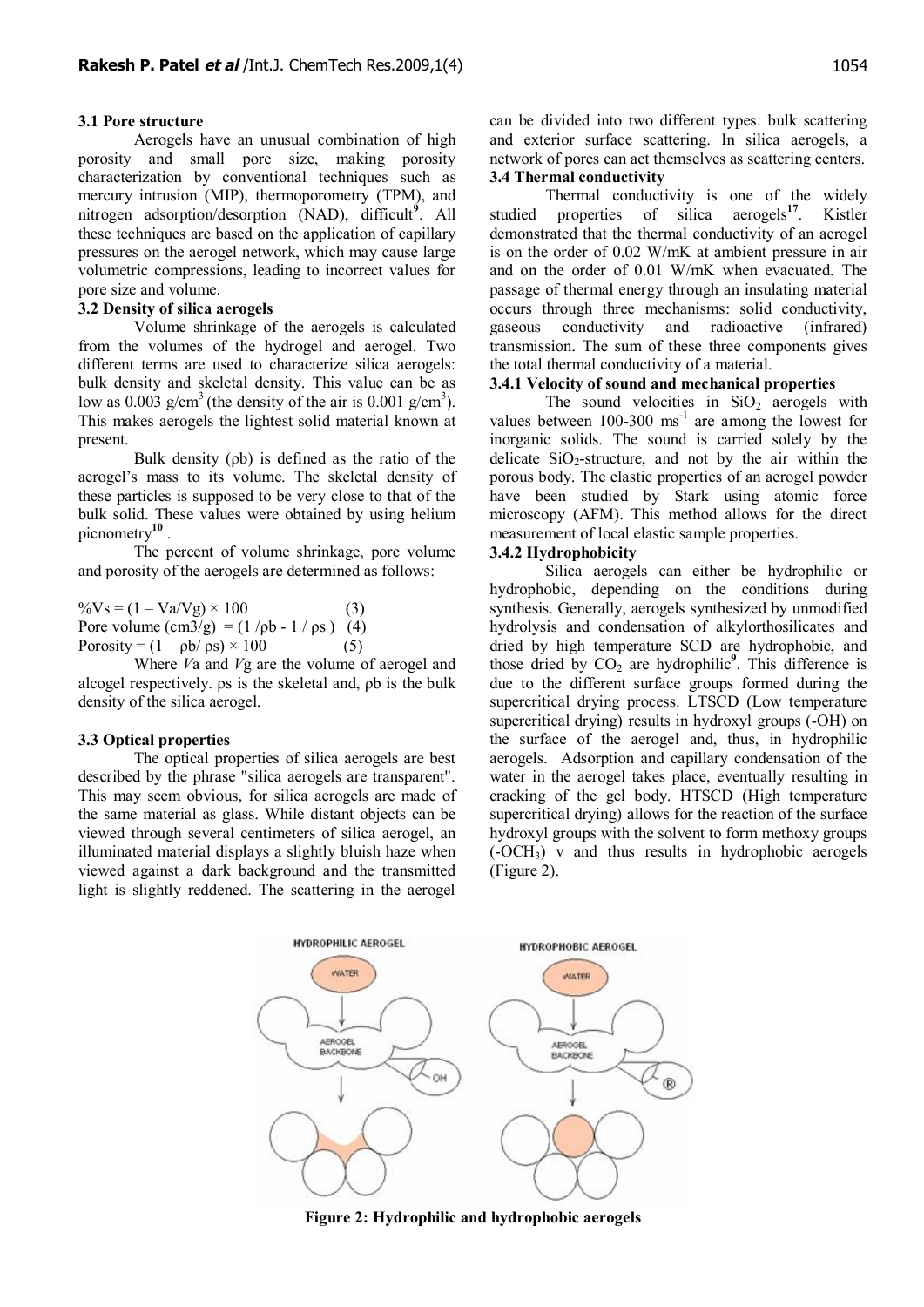### 3.1 Pore structure

Aerogels have an unusual combination of high porosity and small pore size, making porosity characterization by conventional techniques such as mercury intrusion (MIP), thermoporometry (TPM), and nitrogen adsorption/desorption (NAD), difficult[9]. All these techniques are based on the application of capillary pressures on the aerogel network, which may cause large volumetric compressions, leading to incorrect values for pore size and volume.

### 3.2 Density of silica aerogels

Volume shrinkage of the aerogels is calculated from the volumes of the hydrogel and aerogel. Two different terms are used to characterize silica aerogels: bulk density and skeletal density. This value can be as low as 0.003 g/cm$^3$ (the density of the air is 0.001 g/cm$^3$). This makes aerogels the lightest solid material known at present.

Bulk density (ρb) is defined as the ratio of the aerogel's mass to its volume. The skeletal density of these particles is supposed to be very close to that of the bulk solid. These values were obtained by using helium picnometry[10].

The percent of volume shrinkage, pore volume and porosity of the aerogels are determined as follows:

$$\%V_s = (1 - V_a/V_g) \times 100 \quad (3)$$

$$\text{Pore volume (cm3/g)} = (1/\rho_b - 1/\rho_s) \quad (4)$$

$$\text{Porosity} = (1 - \rho_b/\rho_s) \times 100 \quad (5)$$

Where $V$a and $V$g are the volume of aerogel and alcogel respectively. ρs is the skeletal and, ρb is the bulk density of the silica aerogel.

### 3.3 Optical properties

The optical properties of silica aerogels are best described by the phrase "silica aerogels are transparent". This may seem obvious, for silica aerogels are made of the same material as glass. While distant objects can be viewed through several centimeters of silica aerogel, an illuminated material displays a slightly bluish haze when viewed against a dark background and the transmitted light is slightly reddened. The scattering in the aerogel can be divided into two different types: bulk scattering and exterior surface scattering. In silica aerogels, a network of pores can act themselves as scattering centers.

### 3.4 Thermal conductivity

Thermal conductivity is one of the widely studied properties of silica aerogels[17]. Kistler demonstrated that the thermal conductivity of an aerogel is on the order of 0.02 W/mK at ambient pressure in air and on the order of 0.01 W/mK when evacuated. The passage of thermal energy through an insulating material occurs through three mechanisms: solid conductivity, gaseous conductivity and radioactive (infrared) transmission. The sum of these three components gives the total thermal conductivity of a material.

#### 3.4.1 Velocity of sound and mechanical properties

The sound velocities in $SiO_2$ aerogels with values between 100-300 ms$^{-1}$ are among the lowest for inorganic solids. The sound is carried solely by the delicate $SiO_2$-structure, and not by the air within the porous body. The elastic properties of an aerogel powder have been studied by Stark using atomic force microscopy (AFM). This method allows for the direct measurement of local elastic sample properties.

#### 3.4.2 Hydrophobicity

Silica aerogels can either be hydrophilic or hydrophobic, depending on the conditions during synthesis. Generally, aerogels synthesized by unmodified hydrolysis and condensation of alkylorthosilicates and dried by high temperature SCD are hydrophobic, and those dried by $CO_2$ are hydrophilic[9]. This difference is due to the different surface groups formed during the supercritical drying process. LTSCD (Low temperature supercritical drying) results in hydroxyl groups (-OH) on the surface of the aerogel and, thus, in hydrophilic aerogels. Adsorption and capillary condensation of the water in the aerogel takes place, eventually resulting in cracking of the gel body. HTSCD (High temperature supercritical drying) allows for the reaction of the surface hydroxyl groups with the solvent to form methoxy groups ($-OCH_3$) v and thus results in hydrophobic aerogels (Figure 2).

**Figure 2: Hydrophilic and hydrophobic aerogels**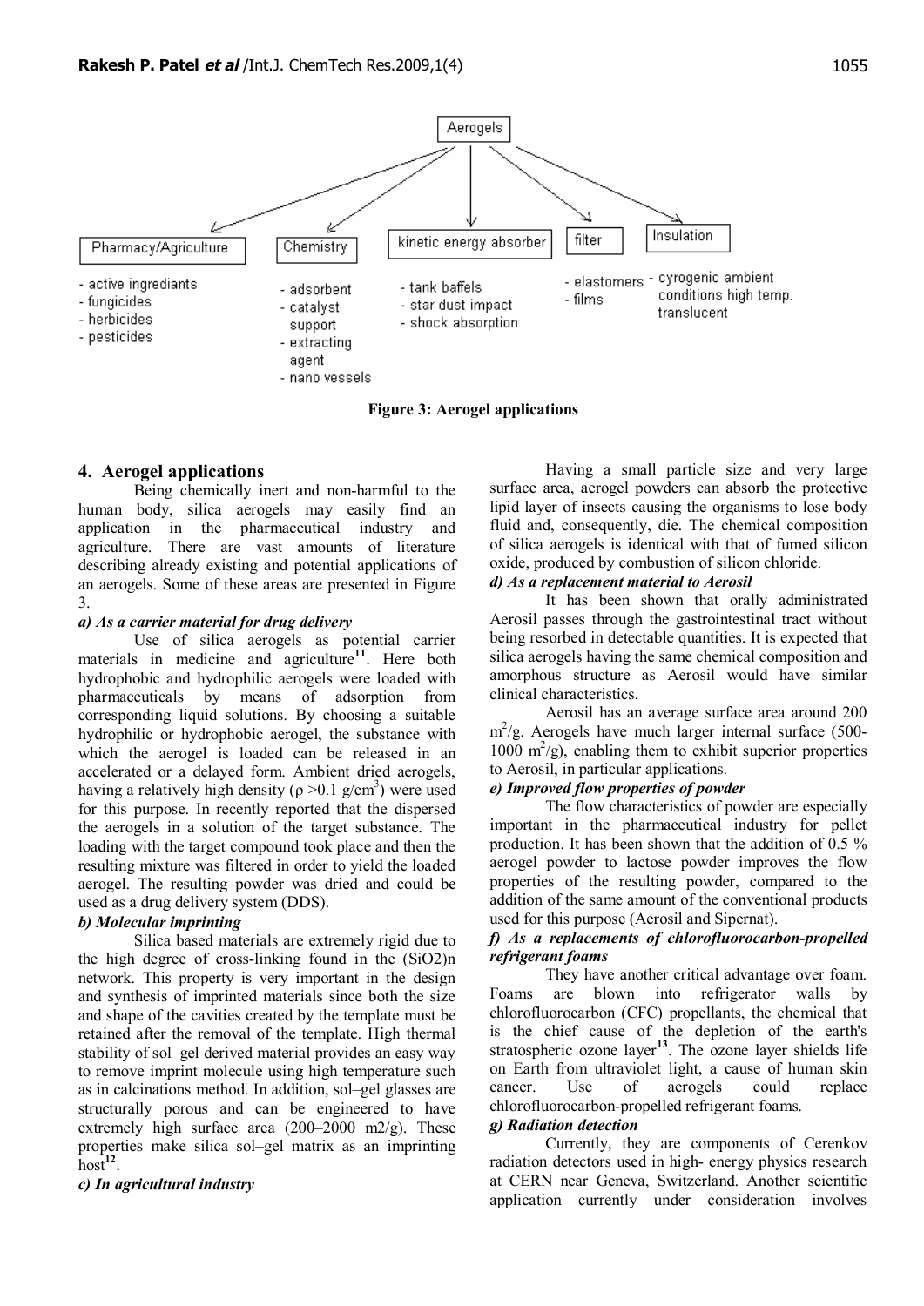Aerogels

- Pharmacy/Agriculture
  - active ingrediants
  - fungicides
  - herbicides
  - pesticides
- Chemistry
  - adsorbent
  - catalyst support
  - extracting agent
  - nano vessels
- kinetic energy absorber
  - tank baffels
  - star dust impact
  - shock absorption
- filter
  - elastomers
  - films
- Insulation
  - cyrogenic ambient conditions high temp. translucent

**Figure 3: Aerogel applications**

## 4. Aerogel applications

Being chemically inert and non-harmful to the human body, silica aerogels may easily find an application in the pharmaceutical industry and agriculture. There are vast amounts of literature describing already existing and potential applications of an aerogels. Some of these areas are presented in Figure 3.

### *a) As a carrier material for drug delivery*

Use of silica aerogels as potential carrier materials in medicine and agriculture[11]. Here both hydrophobic and hydrophilic aerogels were loaded with pharmaceuticals by means of adsorption from corresponding liquid solutions. By choosing a suitable hydrophilic or hydrophobic aerogel, the substance with which the aerogel is loaded can be released in an accelerated or a delayed form. Ambient dried aerogels, having a relatively high density ($\rho > 0.1$ g/cm$^3$) were used for this purpose. In recently reported that the dispersed the aerogels in a solution of the target substance. The loading with the target compound took place and then the resulting mixture was filtered in order to yield the loaded aerogel. The resulting powder was dried and could be used as a drug delivery system (DDS).

### *b) Molecular imprinting*

Silica based materials are extremely rigid due to the high degree of cross-linking found in the $(SiO_2)_n$ network. This property is very important in the design and synthesis of imprinted materials since both the size and shape of the cavities created by the template must be retained after the removal of the template. High thermal stability of sol–gel derived material provides an easy way to remove imprint molecule using high temperature such as in calcinations method. In addition, sol–gel glasses are structurally porous and can be engineered to have extremely high surface area (200–2000 m2/g). These properties make silica sol–gel matrix as an imprinting host[12].

### *c) In agricultural industry*

Having a small particle size and very large surface area, aerogel powders can absorb the protective lipid layer of insects causing the organisms to lose body fluid and, consequently, die. The chemical composition of silica aerogels is identical with that of fumed silicon oxide, produced by combustion of silicon chloride.

### *d) As a replacement material to Aerosil*

It has been shown that orally administrated Aerosil passes through the gastrointestinal tract without being resorbed in detectable quantities. It is expected that silica aerogels having the same chemical composition and amorphous structure as Aerosil would have similar clinical characteristics.

Aerosil has an average surface area around 200 m$^2$/g. Aerogels have much larger internal surface (500-1000 m$^2$/g), enabling them to exhibit superior properties to Aerosil, in particular applications.

### *e) Improved flow properties of powder*

The flow characteristics of powder are especially important in the pharmaceutical industry for pellet production. It has been shown that the addition of 0.5 % aerogel powder to lactose powder improves the flow properties of the resulting powder, compared to the addition of the same amount of the conventional products used for this purpose (Aerosil and Sipernat).

### *f) As a replacements of chlorofluorocarbon-propelled refrigerant foams*

They have another critical advantage over foam. Foams are blown into refrigerator walls by chlorofluorocarbon (CFC) propellants, the chemical that is the chief cause of the depletion of the earth's stratospheric ozone layer[13]. The ozone layer shields life on Earth from ultraviolet light, a cause of human skin cancer. Use of aerogels could replace chlorofluorocarbon-propelled refrigerant foams.

### *g) Radiation detection*

Currently, they are components of Cerenkov radiation detectors used in high- energy physics research at CERN near Geneva, Switzerland. Another scientific application currently under consideration involves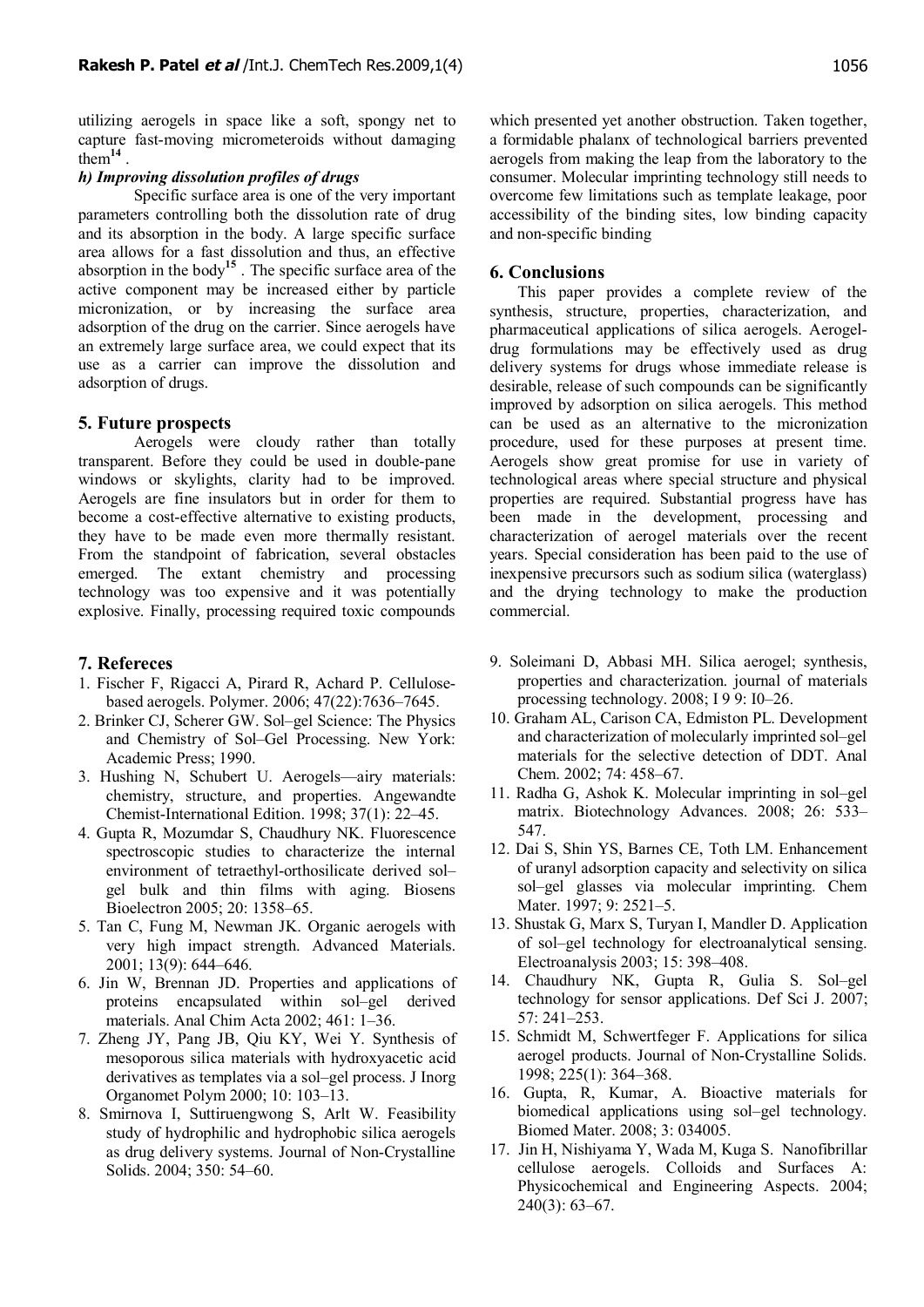utilizing aerogels in space like a soft, spongy net to capture fast-moving micrometeroids without damaging them[14] .

### *h) Improving dissolution profiles of drugs*

Specific surface area is one of the very important parameters controlling both the dissolution rate of drug and its absorption in the body. A large specific surface area allows for a fast dissolution and thus, an effective absorption in the body[15] . The specific surface area of the active component may be increased either by particle micronization, or by increasing the surface area adsorption of the drug on the carrier. Since aerogels have an extremely large surface area, we could expect that its use as a carrier can improve the dissolution and adsorption of drugs.

## 5. Future prospects

Aerogels were cloudy rather than totally transparent. Before they could be used in double-pane windows or skylights, clarity had to be improved. Aerogels are fine insulators but in order for them to become a cost-effective alternative to existing products, they have to be made even more thermally resistant. From the standpoint of fabrication, several obstacles emerged. The extant chemistry and processing technology was too expensive and it was potentially explosive. Finally, processing required toxic compounds which presented yet another obstruction. Taken together, a formidable phalanx of technological barriers prevented aerogels from making the leap from the laboratory to the consumer. Molecular imprinting technology still needs to overcome few limitations such as template leakage, poor accessibility of the binding sites, low binding capacity and non-specific binding

## 6. Conclusions

This paper provides a complete review of the synthesis, structure, properties, characterization, and pharmaceutical applications of silica aerogels. Aerogel-drug formulations may be effectively used as drug delivery systems for drugs whose immediate release is desirable, release of such compounds can be significantly improved by adsorption on silica aerogels. This method can be used as an alternative to the micronization procedure, used for these purposes at present time. Aerogels show great promise for use in variety of technological areas where special structure and physical properties are required. Substantial progress have has been made in the development, processing and characterization of aerogel materials over the recent years. Special consideration has been paid to the use of inexpensive precursors such as sodium silica (waterglass) and the drying technology to make the production commercial.

## 7. Refereces

1. Fischer F, Rigacci A, Pirard R, Achard P. Cellulose-based aerogels. Polymer. 2006; 47(22):7636–7645.
2. Brinker CJ, Scherer GW. Sol–gel Science: The Physics and Chemistry of Sol–Gel Processing. New York: Academic Press; 1990.
3. Hushing N, Schubert U. Aerogels—airy materials: chemistry, structure, and properties. Angewandte Chemist-International Edition. 1998; 37(1): 22–45.
4. Gupta R, Mozumdar S, Chaudhury NK. Fluorescence spectroscopic studies to characterize the internal environment of tetraethyl-orthosilicate derived sol–gel bulk and thin films with aging. Biosens Bioelectron 2005; 20: 1358–65.
5. Tan C, Fung M, Newman JK. Organic aerogels with very high impact strength. Advanced Materials. 2001; 13(9): 644–646.
6. Jin W, Brennan JD. Properties and applications of proteins encapsulated within sol–gel derived materials. Anal Chim Acta 2002; 461: 1–36.
7. Zheng JY, Pang JB, Qiu KY, Wei Y. Synthesis of mesoporous silica materials with hydroxyacetic acid derivatives as templates via a sol–gel process. J Inorg Organomet Polym 2000; 10: 103–13.
8. Smirnova I, Suttiruengwong S, Arlt W. Feasibility study of hydrophilic and hydrophobic silica aerogels as drug delivery systems. Journal of Non-Crystalline Solids. 2004; 350: 54–60.
9. Soleimani D, Abbasi MH. Silica aerogel; synthesis, properties and characterization. journal of materials processing technology. 2008; I 9 9: I0–26.
10. Graham AL, Carison CA, Edmiston PL. Development and characterization of molecularly imprinted sol–gel materials for the selective detection of DDT. Anal Chem. 2002; 74: 458–67.
11. Radha G, Ashok K. Molecular imprinting in sol–gel matrix. Biotechnology Advances. 2008; 26: 533–547.
12. Dai S, Shin YS, Barnes CE, Toth LM. Enhancement of uranyl adsorption capacity and selectivity on silica sol–gel glasses via molecular imprinting. Chem Mater. 1997; 9: 2521–5.
13. Shustak G, Marx S, Turyan I, Mandler D. Application of sol–gel technology for electroanalytical sensing. Electroanalysis 2003; 15: 398–408.
14. Chaudhury NK, Gupta R, Gulia S. Sol–gel technology for sensor applications. Def Sci J. 2007; 57: 241–253.
15. Schmidt M, Schwertfeger F. Applications for silica aerogel products. Journal of Non-Crystalline Solids. 1998; 225(1): 364–368.
16. Gupta, R, Kumar, A. Bioactive materials for biomedical applications using sol–gel technology. Biomed Mater. 2008; 3: 034005.
17. Jin H, Nishiyama Y, Wada M, Kuga S. Nanofibrillar cellulose aerogels. Colloids and Surfaces A: Physicochemical and Engineering Aspects. 2004; 240(3): 63–67.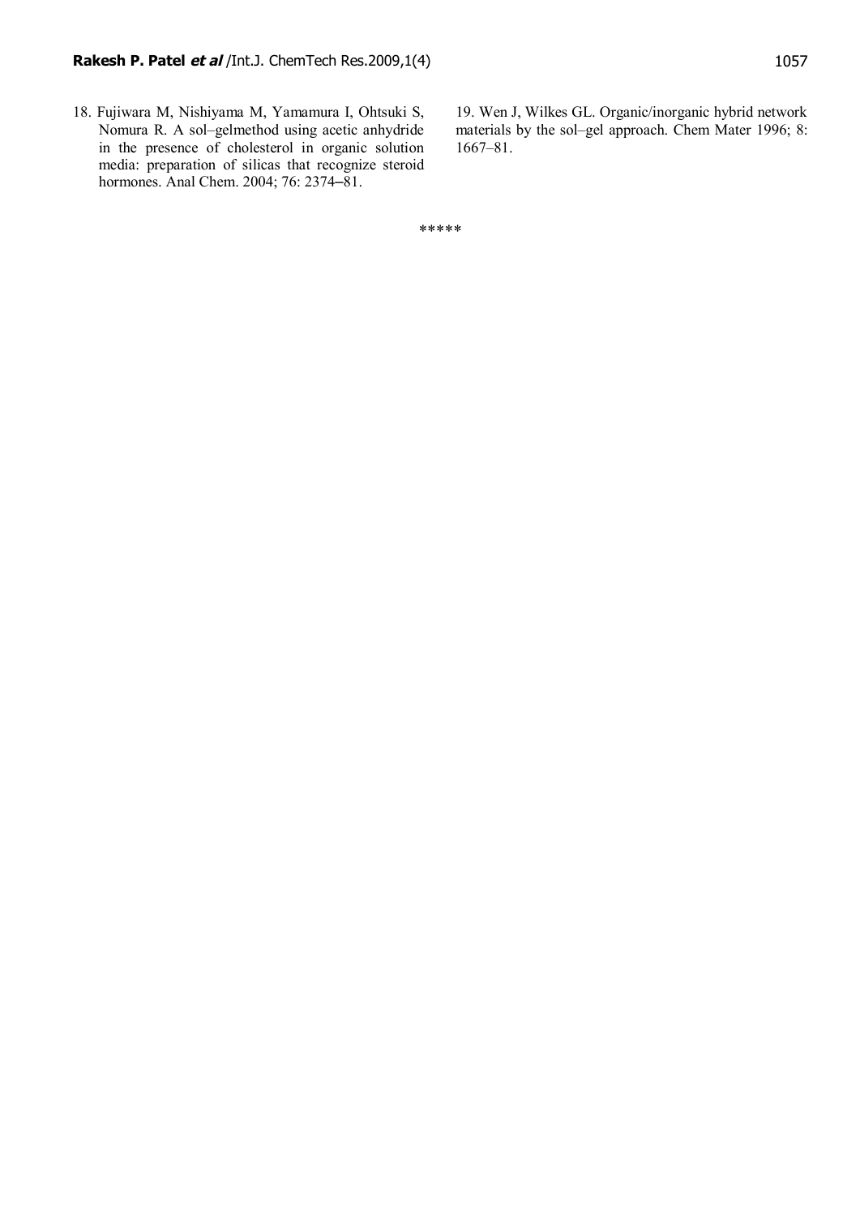18. Fujiwara M, Nishiyama M, Yamamura I, Ohtsuki S, Nomura R. A sol–gelmethod using acetic anhydride in the presence of cholesterol in organic solution media: preparation of silicas that recognize steroid hormones. Anal Chem. 2004; 76: 2374–81.

19. Wen J, Wilkes GL. Organic/inorganic hybrid network materials by the sol–gel approach. Chem Mater 1996; 8: 1667–81.

*****